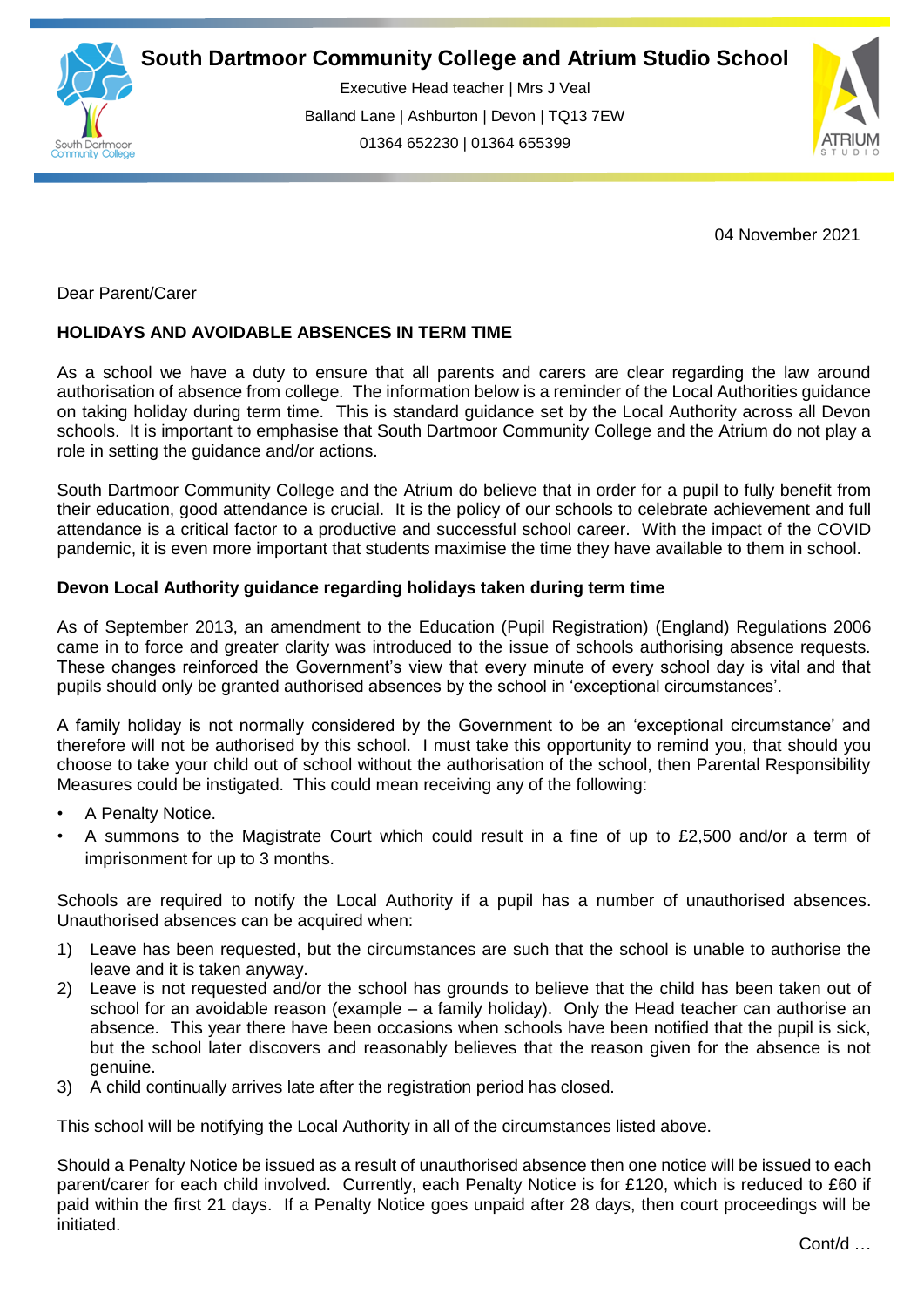# South Dartmoor Community College and Atrium Studio School

Executive Head teacher | Mrs J Veal
Balland Lane | Ashburton | Devon | TQ13 7EW
01364 652230 | 01364 655399

04 November 2021

Dear Parent/Carer

**HOLIDAYS AND AVOIDABLE ABSENCES IN TERM TIME**

As a school we have a duty to ensure that all parents and carers are clear regarding the law around authorisation of absence from college. The information below is a reminder of the Local Authorities guidance on taking holiday during term time. This is standard guidance set by the Local Authority across all Devon schools. It is important to emphasise that South Dartmoor Community College and the Atrium do not play a role in setting the guidance and/or actions.

South Dartmoor Community College and the Atrium do believe that in order for a pupil to fully benefit from their education, good attendance is crucial. It is the policy of our schools to celebrate achievement and full attendance is a critical factor to a productive and successful school career. With the impact of the COVID pandemic, it is even more important that students maximise the time they have available to them in school.

**Devon Local Authority guidance regarding holidays taken during term time**

As of September 2013, an amendment to the Education (Pupil Registration) (England) Regulations 2006 came in to force and greater clarity was introduced to the issue of schools authorising absence requests. These changes reinforced the Government's view that every minute of every school day is vital and that pupils should only be granted authorised absences by the school in 'exceptional circumstances'.

A family holiday is not normally considered by the Government to be an 'exceptional circumstance' and therefore will not be authorised by this school. I must take this opportunity to remind you, that should you choose to take your child out of school without the authorisation of the school, then Parental Responsibility Measures could be instigated. This could mean receiving any of the following:

- A Penalty Notice.
- A summons to the Magistrate Court which could result in a fine of up to £2,500 and/or a term of imprisonment for up to 3 months.

Schools are required to notify the Local Authority if a pupil has a number of unauthorised absences. Unauthorised absences can be acquired when:

1) Leave has been requested, but the circumstances are such that the school is unable to authorise the leave and it is taken anyway.
2) Leave is not requested and/or the school has grounds to believe that the child has been taken out of school for an avoidable reason (example – a family holiday). Only the Head teacher can authorise an absence. This year there have been occasions when schools have been notified that the pupil is sick, but the school later discovers and reasonably believes that the reason given for the absence is not genuine.
3) A child continually arrives late after the registration period has closed.

This school will be notifying the Local Authority in all of the circumstances listed above.

Should a Penalty Notice be issued as a result of unauthorised absence then one notice will be issued to each parent/carer for each child involved. Currently, each Penalty Notice is for £120, which is reduced to £60 if paid within the first 21 days. If a Penalty Notice goes unpaid after 28 days, then court proceedings will be initiated.

Cont/d …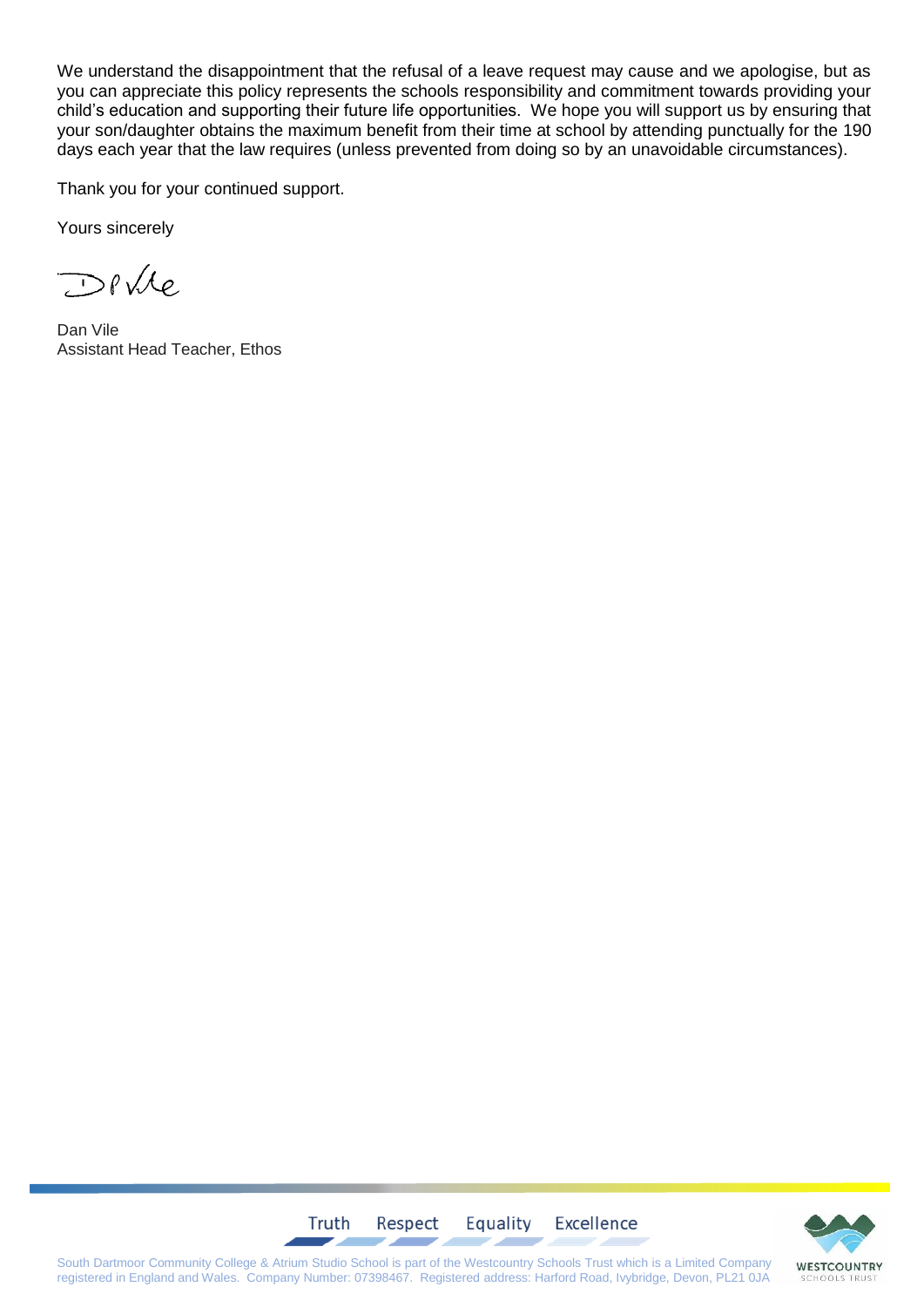We understand the disappointment that the refusal of a leave request may cause and we apologise, but as you can appreciate this policy represents the schools responsibility and commitment towards providing your child's education and supporting their future life opportunities. We hope you will support us by ensuring that your son/daughter obtains the maximum benefit from their time at school by attending punctually for the 190 days each year that the law requires (unless prevented from doing so by an unavoidable circumstances).

Thank you for your continued support.

Yours sincerely

Dan Vile
Assistant Head Teacher, Ethos